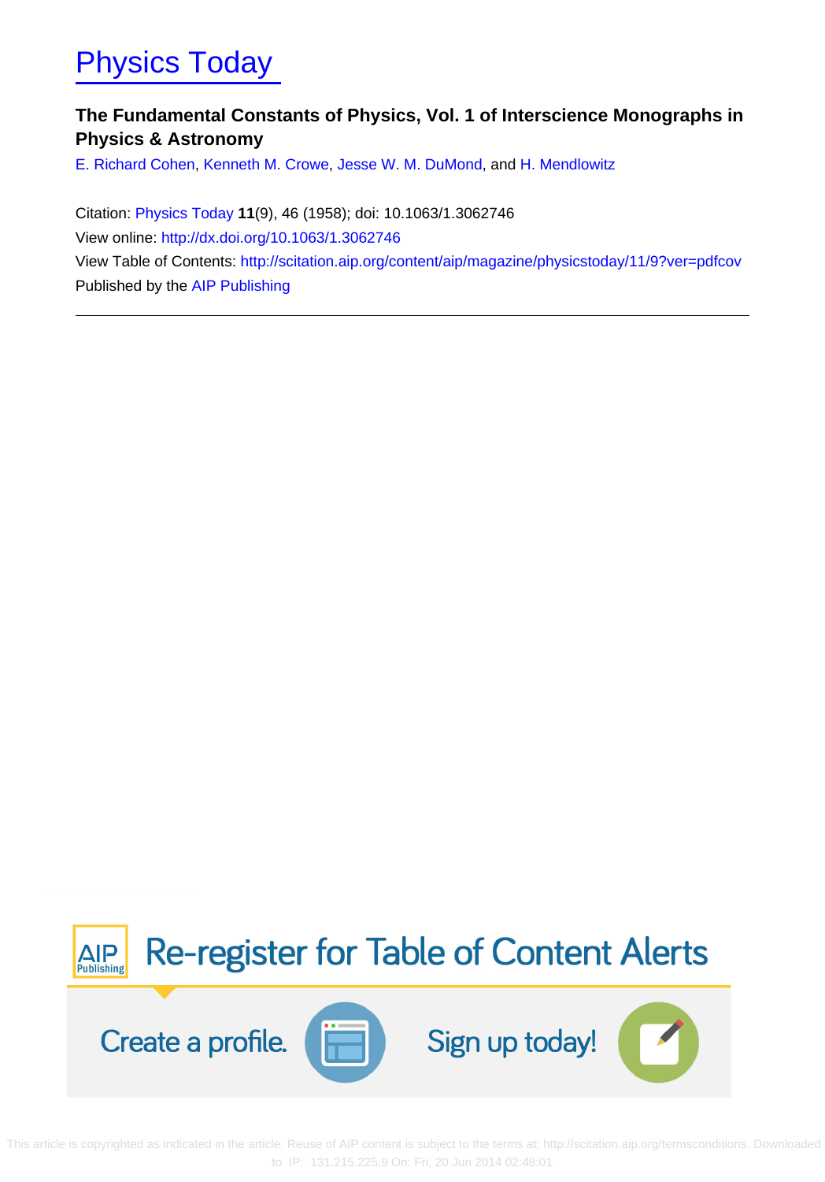# Physics Today

**The Fundamental Constants of Physics, Vol. 1 of Interscience Monographs in Physics & Astronomy**

E. Richard Cohen, Kenneth M. Crowe, Jesse W. M. DuMond, and H. Mendlowitz

Citation: Physics Today **11**(9), 46 (1958); doi: 10.1063/1.3062746

View online: http://dx.doi.org/10.1063/1.3062746

View Table of Contents: http://scitation.aip.org/content/aip/magazine/physicstoday/11/9?ver=pdfcov

Published by the AIP Publishing

AIP Publishing Re-register for Table of Content Alerts

Create a profile. Sign up today!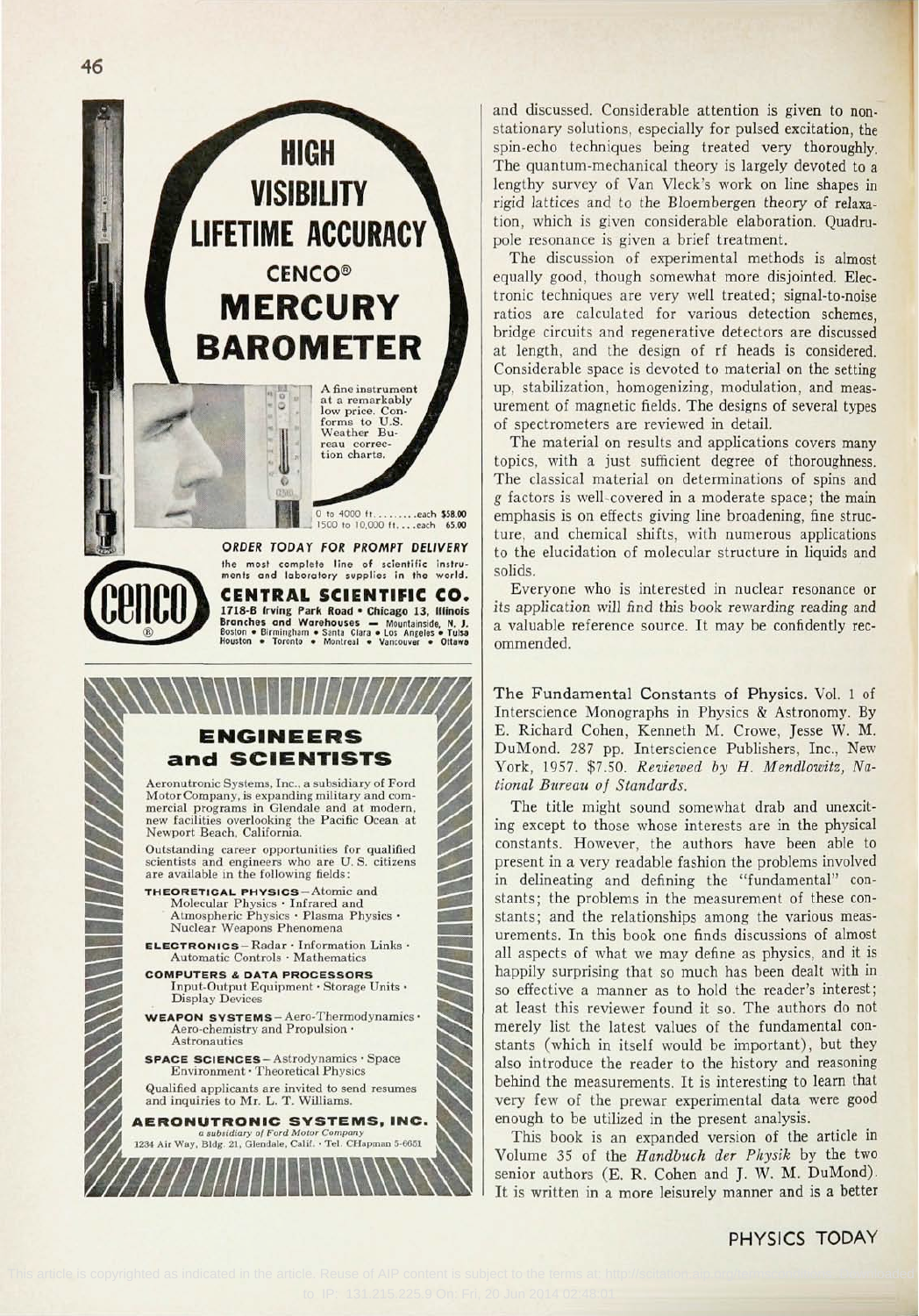# HIGH VISIBILITY LIFETIME ACCURACY

## CENCO® MERCURY BAROMETER

A fine instrument at a remarkably low price. Conforms to U.S. Weather Bureau correction charts.

0 to 4000 ft. . . . . . . . each $58.00
1500 to 10,000 ft. . . . each 65.00

**ORDER TODAY FOR PROMPT DELIVERY**

the most complete line of scientific instruments and laboratory supplies in the world.

**CENTRAL SCIENTIFIC CO.**
1718-B Irving Park Road • Chicago 13, Illinois
Branches and Warehouses — Mountainside, N. J.
Boston • Birmingham • Santa Clara • Los Angeles • Tulsa
Houston • Toronto • Montreal • Vancouver • Ottawa

## ENGINEERS and SCIENTISTS

Aeronutronic Systems, Inc., a subsidiary of Ford Motor Company, is expanding military and commercial programs in Glendale and at modern, new facilities overlooking the Pacific Ocean at Newport Beach, California.

Outstanding career opportunities for qualified scientists and engineers who are U. S. citizens are available in the following fields:

**THEORETICAL PHYSICS**—Atomic and Molecular Physics · Infrared and Atmospheric Physics · Plasma Physics · Nuclear Weapons Phenomena

**ELECTRONICS**—Radar · Information Links · Automatic Controls · Mathematics

**COMPUTERS & DATA PROCESSORS** Input-Output Equipment · Storage Units · Display Devices

**WEAPON SYSTEMS**—Aero-Thermodynamics · Aero-chemistry and Propulsion · Astronautics

**SPACE SCIENCES**—Astrodynamics · Space Environment · Theoretical Physics

Qualified applicants are invited to send resumes and inquiries to Mr. L. T. Williams.

**AERONUTRONIC SYSTEMS, INC.**
*a subsidiary of Ford Motor Company*
1234 Air Way, Bldg. 21, Glendale, Calif. · Tel. CHapman 5-6651

and discussed. Considerable attention is given to non-stationary solutions, especially for pulsed excitation, the spin-echo techniques being treated very thoroughly. The quantum-mechanical theory is largely devoted to a lengthy survey of Van Vleck's work on line shapes in rigid lattices and to the Bloembergen theory of relaxation, which is given considerable elaboration. Quadrupole resonance is given a brief treatment.

The discussion of experimental methods is almost equally good, though somewhat more disjointed. Electronic techniques are very well treated; signal-to-noise ratios are calculated for various detection schemes, bridge circuits and regenerative detectors are discussed at length, and the design of rf heads is considered. Considerable space is devoted to material on the setting up, stabilization, homogenizing, modulation, and measurement of magnetic fields. The designs of several types of spectrometers are reviewed in detail.

The material on results and applications covers many topics, with a just sufficient degree of thoroughness. The classical material on determinations of spins and $g$ factors is well-covered in a moderate space; the main emphasis is on effects giving line broadening, fine structure, and chemical shifts, with numerous applications to the elucidation of molecular structure in liquids and solids.

Everyone who is interested in nuclear resonance or its application will find this book rewarding reading and a valuable reference source. It may be confidently recommended.

The Fundamental Constants of Physics. Vol. 1 of Interscience Monographs in Physics & Astronomy. By E. Richard Cohen, Kenneth M. Crowe, Jesse W. M. DuMond. 287 pp. Interscience Publishers, Inc., New York, 1957. $7.50. *Reviewed by H. Mendlowitz, National Bureau of Standards.*

The title might sound somewhat drab and unexciting except to those whose interests are in the physical constants. However, the authors have been able to present in a very readable fashion the problems involved in delineating and defining the "fundamental" constants; the problems in the measurement of these constants; and the relationships among the various measurements. In this book one finds discussions of almost all aspects of what we may define as physics, and it is happily surprising that so much has been dealt with in so effective a manner as to hold the reader's interest; at least this reviewer found it so. The authors do not merely list the latest values of the fundamental constants (which in itself would be important), but they also introduce the reader to the history and reasoning behind the measurements. It is interesting to learn that very few of the prewar experimental data were good enough to be utilized in the present analysis.

This book is an expanded version of the article in Volume 35 of the *Handbuch der Physik* by the two senior authors (E. R. Cohen and J. W. M. DuMond). It is written in a more leisurely manner and is a better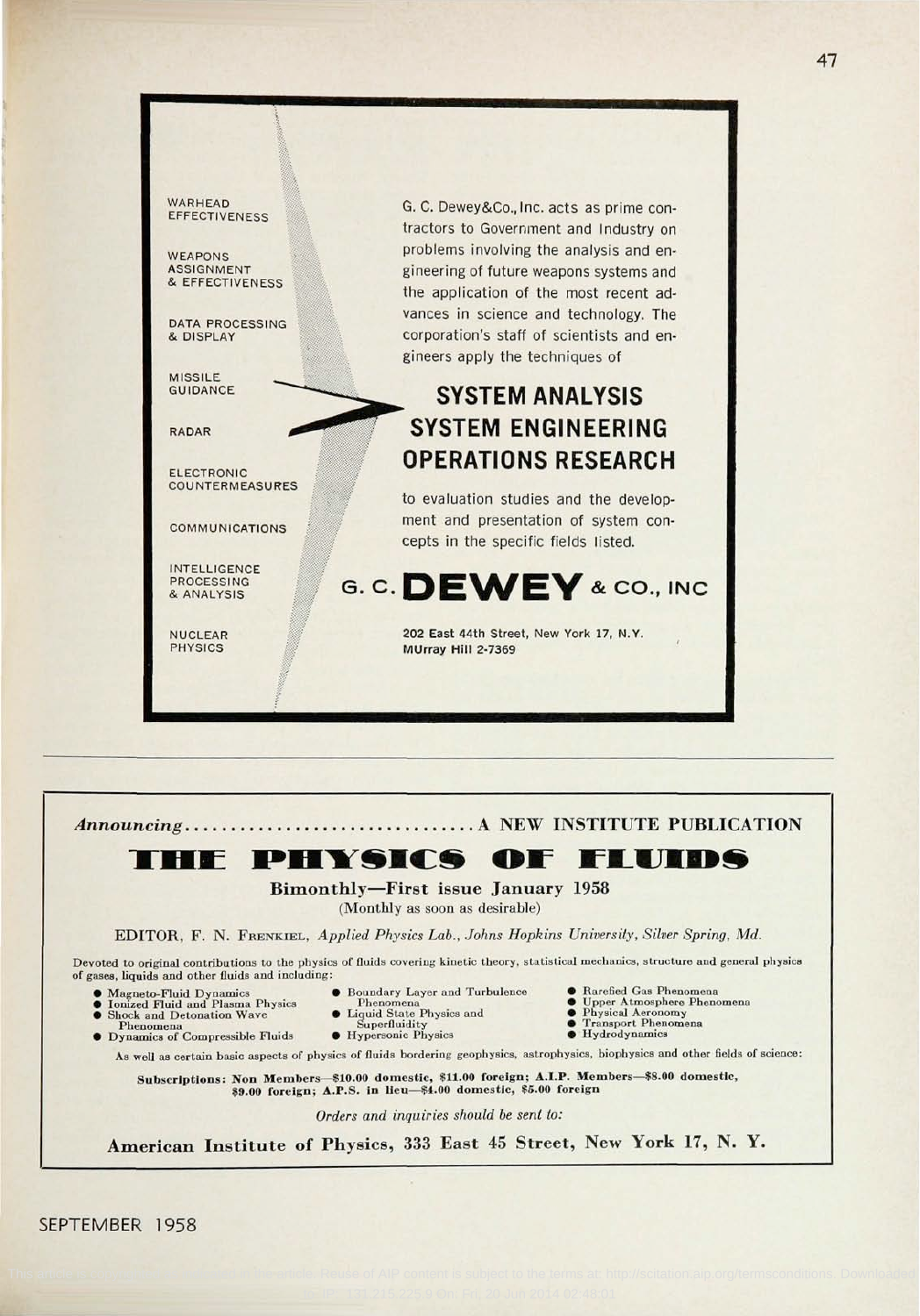WARHEAD EFFECTIVENESS

WEAPONS ASSIGNMENT & EFFECTIVENESS

DATA PROCESSING & DISPLAY

MISSILE GUIDANCE

RADAR

ELECTRONIC COUNTERMEASURES

COMMUNICATIONS

INTELLIGENCE PROCESSING & ANALYSIS

NUCLEAR PHYSICS

G. C. Dewey&Co., Inc. acts as prime contractors to Government and Industry on problems involving the analysis and engineering of future weapons systems and the application of the most recent advances in science and technology. The corporation's staff of scientists and engineers apply the techniques of

## SYSTEM ANALYSIS
## SYSTEM ENGINEERING
## OPERATIONS RESEARCH

to evaluation studies and the development and presentation of system concepts in the specific fields listed.

# G. C. DEWEY & CO., INC

202 East 44th Street, New York 17, N.Y.
MUrray Hill 2-7369

---

*Announcing*................................ A NEW INSTITUTE PUBLICATION

# THE PHYSICS OF FLUIDS

**Bimonthly—First issue January 1958**

(Monthly as soon as desirable)

EDITOR, F. N. Frenkiel, *Applied Physics Lab., Johns Hopkins University, Silver Spring, Md.*

Devoted to original contributions to the physics of fluids covering kinetic theory, statistical mechanics, structure and general physics of gases, liquids and other fluids and including:

- Magneto-Fluid Dynamics
- Ionized Fluid and Plasma Physics
- Shock and Detonation Wave Phenomena
- Dynamics of Compressible Fluids
- Boundary Layer and Turbulence Phenomena
- Liquid State Physics and Superfluidity
- Hypersonic Physics
- Rarefied Gas Phenomena
- Upper Atmosphere Phenomena
- Physical Aeronomy
- Transport Phenomena
- Hydrodynamics

As well as certain basic aspects of physics of fluids bordering geophysics, astrophysics, biophysics and other fields of science:

**Subscriptions: Non Members—$10.00 domestic, $11.00 foreign; A.I.P. Members—$8.00 domestic, $9.00 foreign; A.P.S. in lieu—$4.00 domestic, $5.00 foreign**

*Orders and inquiries should be sent to:*

**American Institute of Physics, 333 East 45 Street, New York 17, N. Y.**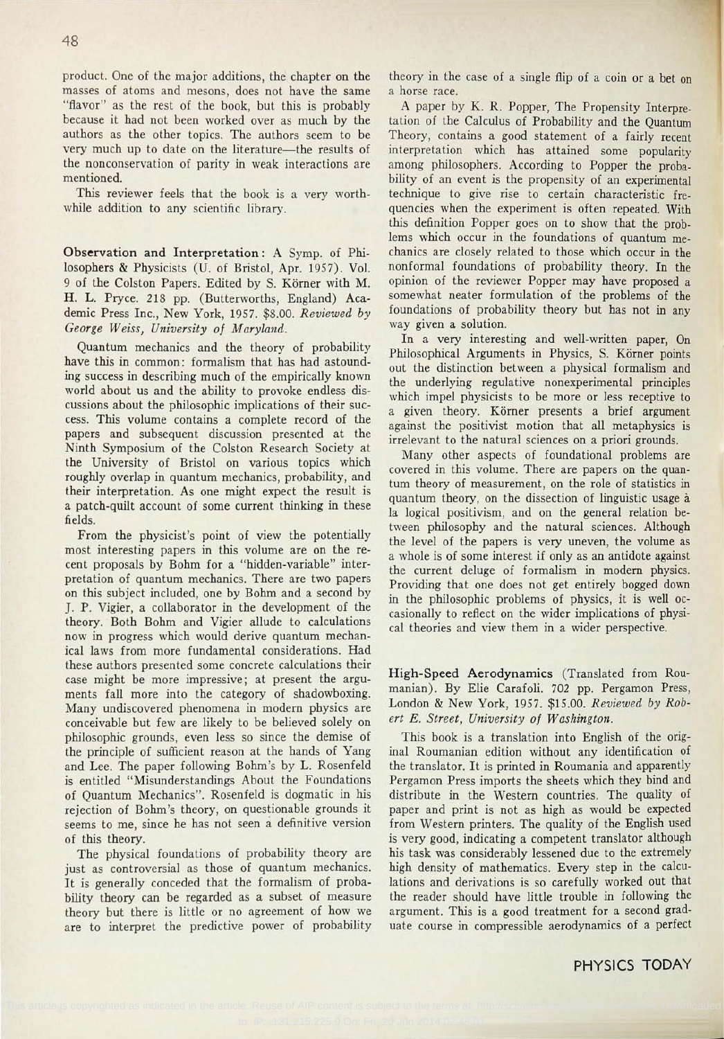product. One of the major additions, the chapter on the masses of atoms and mesons, does not have the same "flavor" as the rest of the book, but this is probably because it had not been worked over as much by the authors as the other topics. The authors seem to be very much up to date on the literature—the results of the nonconservation of parity in weak interactions are mentioned.

This reviewer feels that the book is a very worthwhile addition to any scientific library.

**Observation and Interpretation**: A Symp. of Philosophers & Physicists (U. of Bristol, Apr. 1957). Vol. 9 of the Colston Papers. Edited by S. Körner with M. H. L. Pryce. 218 pp. (Butterworths, England) Academic Press Inc., New York, 1957. $8.00. *Reviewed by George Weiss, University of Maryland.*

Quantum mechanics and the theory of probability have this in common: formalism that has had astounding success in describing much of the empirically known world about us and the ability to provoke endless discussions about the philosophic implications of their success. This volume contains a complete record of the papers and subsequent discussion presented at the Ninth Symposium of the Colston Research Society at the University of Bristol on various topics which roughly overlap in quantum mechanics, probability, and their interpretation. As one might expect the result is a patch-quilt account of some current thinking in these fields.

From the physicist's point of view the potentially most interesting papers in this volume are on the recent proposals by Bohm for a "hidden-variable" interpretation of quantum mechanics. There are two papers on this subject included, one by Bohm and a second by J. P. Vigier, a collaborator in the development of the theory. Both Bohm and Vigier allude to calculations now in progress which would derive quantum mechanical laws from more fundamental considerations. Had these authors presented some concrete calculations their case might be more impressive; at present the arguments fall more into the category of shadowboxing. Many undiscovered phenomena in modern physics are conceivable but few are likely to be believed solely on philosophic grounds, even less so since the demise of the principle of sufficient reason at the hands of Yang and Lee. The paper following Bohm's by L. Rosenfeld is entitled "Misunderstandings About the Foundations of Quantum Mechanics". Rosenfeld is dogmatic in his rejection of Bohm's theory, on questionable grounds it seems to me, since he has not seen a definitive version of this theory.

The physical foundations of probability theory are just as controversial as those of quantum mechanics. It is generally conceded that the formalism of probability theory can be regarded as a subset of measure theory but there is little or no agreement of how we are to interpret the predictive power of probability theory in the case of a single flip of a coin or a bet on a horse race.

A paper by K. R. Popper, The Propensity Interpretation of the Calculus of Probability and the Quantum Theory, contains a good statement of a fairly recent interpretation which has attained some popularity among philosophers. According to Popper the probability of an event is the propensity of an experimental technique to give rise to certain characteristic frequencies when the experiment is often repeated. With this definition Popper goes on to show that the problems which occur in the foundations of quantum mechanics are closely related to those which occur in the nonformal foundations of probability theory. In the opinion of the reviewer Popper may have proposed a somewhat neater formulation of the problems of the foundations of probability theory but has not in any way given a solution.

In a very interesting and well-written paper, On Philosophical Arguments in Physics, S. Körner points out the distinction between a physical formalism and the underlying regulative nonexperimental principles which impel physicists to be more or less receptive to a given theory. Körner presents a brief argument against the positivist motion that all metaphysics is irrelevant to the natural sciences on a priori grounds.

Many other aspects of foundational problems are covered in this volume. There are papers on the quantum theory of measurement, on the role of statistics in quantum theory, on the dissection of linguistic usage à la logical positivism, and on the general relation between philosophy and the natural sciences. Although the level of the papers is very uneven, the volume as a whole is of some interest if only as an antidote against the current deluge of formalism in modern physics. Providing that one does not get entirely bogged down in the philosophic problems of physics, it is well occasionally to reflect on the wider implications of physical theories and view them in a wider perspective.

**High-Speed Aerodynamics** (Translated from Roumanian). By Elie Carafoli. 702 pp. Pergamon Press, London & New York, 1957. $15.00. *Reviewed by Robert E. Street, University of Washington.*

This book is a translation into English of the original Roumanian edition without any identification of the translator. It is printed in Roumania and apparently Pergamon Press imports the sheets which they bind and distribute in the Western countries. The quality of paper and print is not as high as would be expected from Western printers. The quality of the English used is very good, indicating a competent translator although his task was considerably lessened due to the extremely high density of mathematics. Every step in the calculations and derivations is so carefully worked out that the reader should have little trouble in following the argument. This is a good treatment for a second graduate course in compressible aerodynamics of a perfect